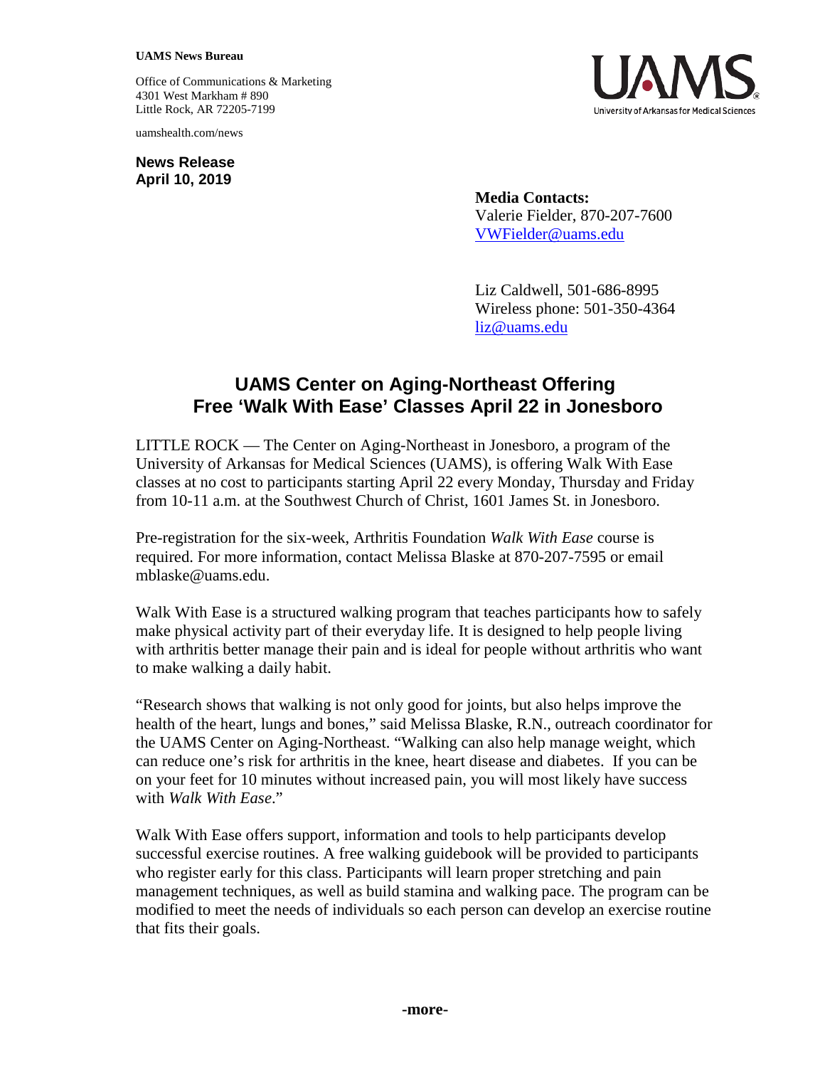**UAMS News Bureau**

Office of Communications & Marketing
4301 West Markham # 890
Little Rock, AR 72205-7199

uamshealth.com/news

**News Release**
**April 10, 2019**

**Media Contacts:**
Valerie Fielder, 870-207-7600
VWFielder@uams.edu

Liz Caldwell, 501-686-8995
Wireless phone: 501-350-4364
liz@uams.edu

# UAMS Center on Aging-Northeast Offering Free 'Walk With Ease' Classes April 22 in Jonesboro

LITTLE ROCK — The Center on Aging-Northeast in Jonesboro, a program of the University of Arkansas for Medical Sciences (UAMS), is offering Walk With Ease classes at no cost to participants starting April 22 every Monday, Thursday and Friday from 10-11 a.m. at the Southwest Church of Christ, 1601 James St. in Jonesboro.

Pre-registration for the six-week, Arthritis Foundation *Walk With Ease* course is required. For more information, contact Melissa Blaske at 870-207-7595 or email mblaske@uams.edu.

Walk With Ease is a structured walking program that teaches participants how to safely make physical activity part of their everyday life. It is designed to help people living with arthritis better manage their pain and is ideal for people without arthritis who want to make walking a daily habit.

"Research shows that walking is not only good for joints, but also helps improve the health of the heart, lungs and bones," said Melissa Blaske, R.N., outreach coordinator for the UAMS Center on Aging-Northeast. "Walking can also help manage weight, which can reduce one's risk for arthritis in the knee, heart disease and diabetes. If you can be on your feet for 10 minutes without increased pain, you will most likely have success with *Walk With Ease*."

Walk With Ease offers support, information and tools to help participants develop successful exercise routines. A free walking guidebook will be provided to participants who register early for this class. Participants will learn proper stretching and pain management techniques, as well as build stamina and walking pace. The program can be modified to meet the needs of individuals so each person can develop an exercise routine that fits their goals.

**-more-**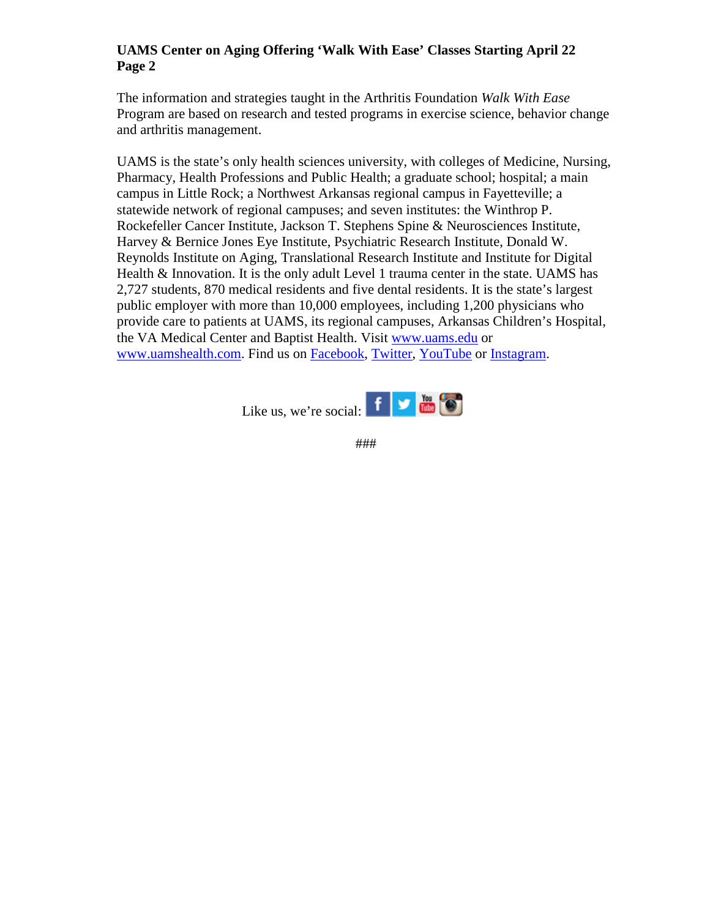The information and strategies taught in the Arthritis Foundation *Walk With Ease* Program are based on research and tested programs in exercise science, behavior change and arthritis management.

UAMS is the state's only health sciences university, with colleges of Medicine, Nursing, Pharmacy, Health Professions and Public Health; a graduate school; hospital; a main campus in Little Rock; a Northwest Arkansas regional campus in Fayetteville; a statewide network of regional campuses; and seven institutes: the Winthrop P. Rockefeller Cancer Institute, Jackson T. Stephens Spine & Neurosciences Institute, Harvey & Bernice Jones Eye Institute, Psychiatric Research Institute, Donald W. Reynolds Institute on Aging, Translational Research Institute and Institute for Digital Health & Innovation. It is the only adult Level 1 trauma center in the state. UAMS has 2,727 students, 870 medical residents and five dental residents. It is the state's largest public employer with more than 10,000 employees, including 1,200 physicians who provide care to patients at UAMS, its regional campuses, Arkansas Children's Hospital, the VA Medical Center and Baptist Health. Visit www.uams.edu or www.uamshealth.com. Find us on Facebook, Twitter, YouTube or Instagram.

Like us, we're social:

###